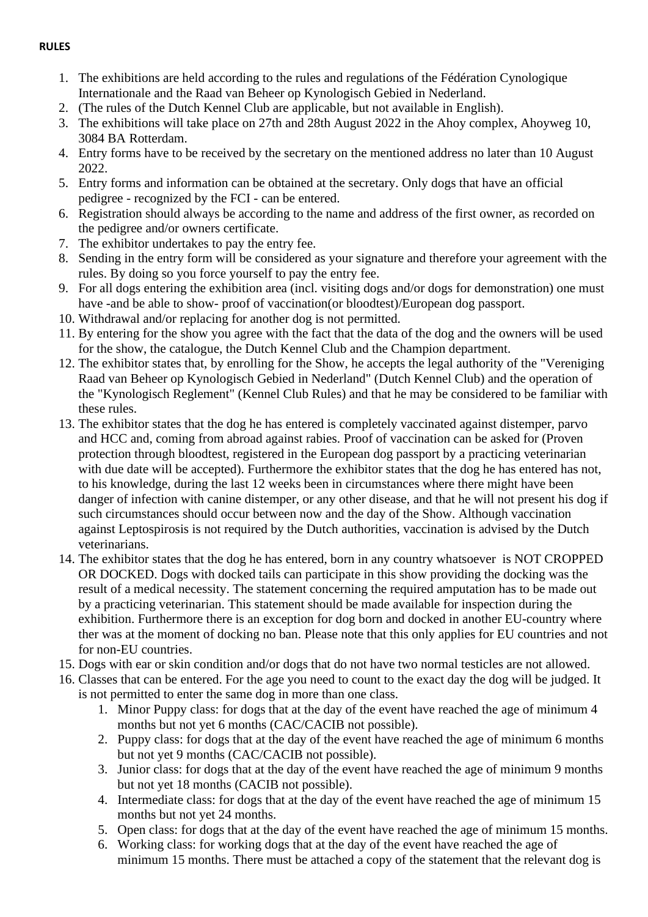**RULES**

1. The exhibitions are held according to the rules and regulations of the Fédération Cynologique Internationale and the Raad van Beheer op Kynologisch Gebied in Nederland.
2. (The rules of the Dutch Kennel Club are applicable, but not available in English).
3. The exhibitions will take place on 27th and 28th August 2022 in the Ahoy complex, Ahoyweg 10, 3084 BA Rotterdam.
4. Entry forms have to be received by the secretary on the mentioned address no later than 10 August 2022.
5. Entry forms and information can be obtained at the secretary. Only dogs that have an official pedigree - recognized by the FCI - can be entered.
6. Registration should always be according to the name and address of the first owner, as recorded on the pedigree and/or owners certificate.
7. The exhibitor undertakes to pay the entry fee.
8. Sending in the entry form will be considered as your signature and therefore your agreement with the rules. By doing so you force yourself to pay the entry fee.
9. For all dogs entering the exhibition area (incl. visiting dogs and/or dogs for demonstration) one must have -and be able to show- proof of vaccination(or bloodtest)/European dog passport.
10. Withdrawal and/or replacing for another dog is not permitted.
11. By entering for the show you agree with the fact that the data of the dog and the owners will be used for the show, the catalogue, the Dutch Kennel Club and the Champion department.
12. The exhibitor states that, by enrolling for the Show, he accepts the legal authority of the "Vereniging Raad van Beheer op Kynologisch Gebied in Nederland" (Dutch Kennel Club) and the operation of the "Kynologisch Reglement" (Kennel Club Rules) and that he may be considered to be familiar with these rules.
13. The exhibitor states that the dog he has entered is completely vaccinated against distemper, parvo and HCC and, coming from abroad against rabies. Proof of vaccination can be asked for (Proven protection through bloodtest, registered in the European dog passport by a practicing veterinarian with due date will be accepted). Furthermore the exhibitor states that the dog he has entered has not, to his knowledge, during the last 12 weeks been in circumstances where there might have been danger of infection with canine distemper, or any other disease, and that he will not present his dog if such circumstances should occur between now and the day of the Show. Although vaccination against Leptospirosis is not required by the Dutch authorities, vaccination is advised by the Dutch veterinarians.
14. The exhibitor states that the dog he has entered, born in any country whatsoever is NOT CROPPED OR DOCKED. Dogs with docked tails can participate in this show providing the docking was the result of a medical necessity. The statement concerning the required amputation has to be made out by a practicing veterinarian. This statement should be made available for inspection during the exhibition. Furthermore there is an exception for dog born and docked in another EU-country where ther was at the moment of docking no ban. Please note that this only applies for EU countries and not for non-EU countries.
15. Dogs with ear or skin condition and/or dogs that do not have two normal testicles are not allowed.
16. Classes that can be entered. For the age you need to count to the exact day the dog will be judged. It is not permitted to enter the same dog in more than one class.
    1. Minor Puppy class: for dogs that at the day of the event have reached the age of minimum 4 months but not yet 6 months (CAC/CACIB not possible).
    2. Puppy class: for dogs that at the day of the event have reached the age of minimum 6 months but not yet 9 months (CAC/CACIB not possible).
    3. Junior class: for dogs that at the day of the event have reached the age of minimum 9 months but not yet 18 months (CACIB not possible).
    4. Intermediate class: for dogs that at the day of the event have reached the age of minimum 15 months but not yet 24 months.
    5. Open class: for dogs that at the day of the event have reached the age of minimum 15 months.
    6. Working class: for working dogs that at the day of the event have reached the age of minimum 15 months. There must be attached a copy of the statement that the relevant dog is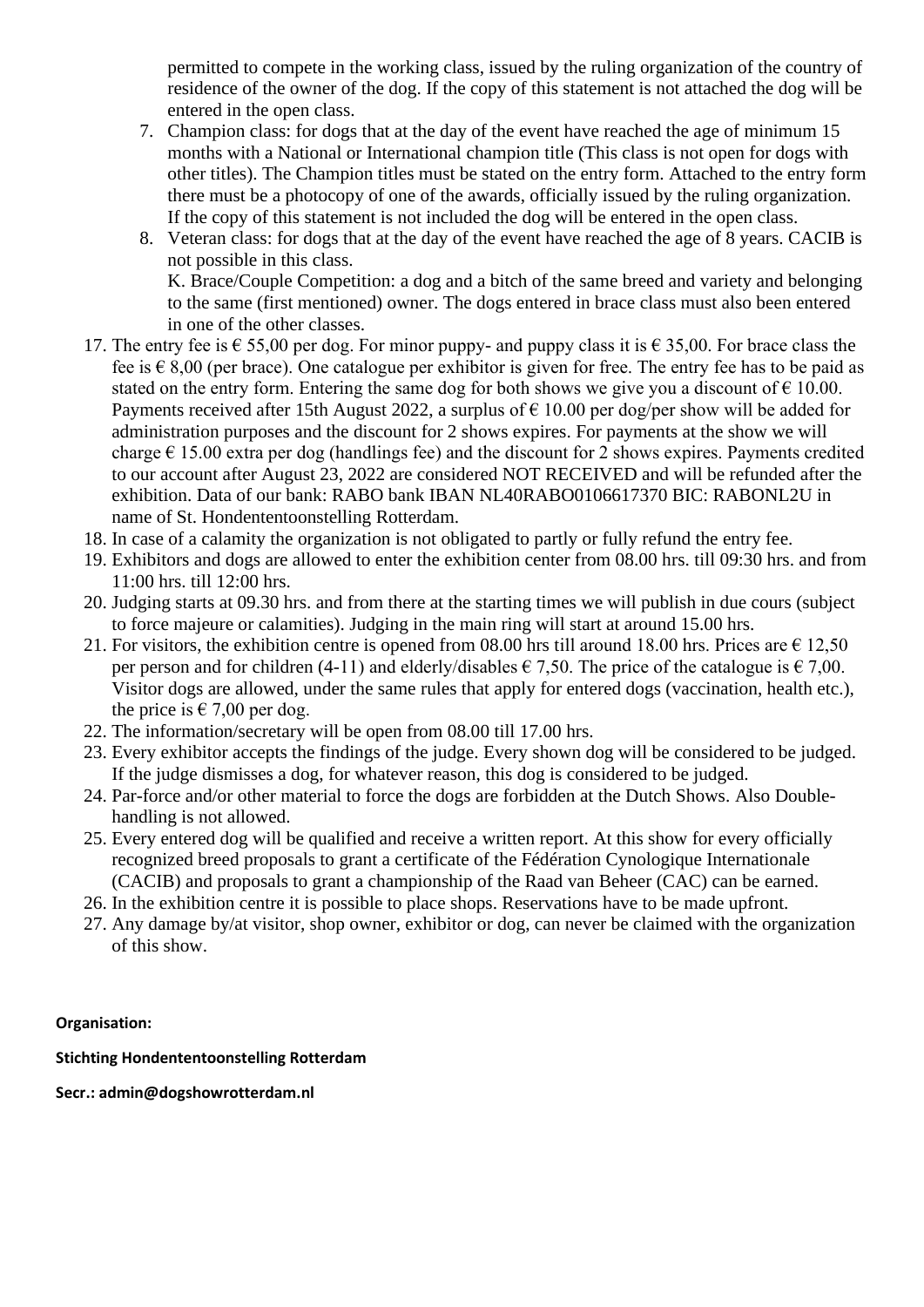permitted to compete in the working class, issued by the ruling organization of the country of residence of the owner of the dog. If the copy of this statement is not attached the dog will be entered in the open class.

7. Champion class: for dogs that at the day of the event have reached the age of minimum 15 months with a National or International champion title (This class is not open for dogs with other titles). The Champion titles must be stated on the entry form. Attached to the entry form there must be a photocopy of one of the awards, officially issued by the ruling organization. If the copy of this statement is not included the dog will be entered in the open class.
8. Veteran class: for dogs that at the day of the event have reached the age of 8 years. CACIB is not possible in this class.
   K. Brace/Couple Competition: a dog and a bitch of the same breed and variety and belonging to the same (first mentioned) owner. The dogs entered in brace class must also been entered in one of the other classes.

17. The entry fee is € 55,00 per dog. For minor puppy- and puppy class it is € 35,00. For brace class the fee is € 8,00 (per brace). One catalogue per exhibitor is given for free. The entry fee has to be paid as stated on the entry form. Entering the same dog for both shows we give you a discount of € 10.00. Payments received after 15th August 2022, a surplus of € 10.00 per dog/per show will be added for administration purposes and the discount for 2 shows expires. For payments at the show we will charge € 15.00 extra per dog (handlings fee) and the discount for 2 shows expires. Payments credited to our account after August 23, 2022 are considered NOT RECEIVED and will be refunded after the exhibition. Data of our bank: RABO bank IBAN NL40RABO0106617370 BIC: RABONL2U in name of St. Hondententoonstelling Rotterdam.
18. In case of a calamity the organization is not obligated to partly or fully refund the entry fee.
19. Exhibitors and dogs are allowed to enter the exhibition center from 08.00 hrs. till 09:30 hrs. and from 11:00 hrs. till 12:00 hrs.
20. Judging starts at 09.30 hrs. and from there at the starting times we will publish in due cours (subject to force majeure or calamities). Judging in the main ring will start at around 15.00 hrs.
21. For visitors, the exhibition centre is opened from 08.00 hrs till around 18.00 hrs. Prices are € 12,50 per person and for children (4-11) and elderly/disables € 7,50. The price of the catalogue is € 7,00. Visitor dogs are allowed, under the same rules that apply for entered dogs (vaccination, health etc.), the price is € 7,00 per dog.
22. The information/secretary will be open from 08.00 till 17.00 hrs.
23. Every exhibitor accepts the findings of the judge. Every shown dog will be considered to be judged. If the judge dismisses a dog, for whatever reason, this dog is considered to be judged.
24. Par-force and/or other material to force the dogs are forbidden at the Dutch Shows. Also Double-handling is not allowed.
25. Every entered dog will be qualified and receive a written report. At this show for every officially recognized breed proposals to grant a certificate of the Fédération Cynologique Internationale (CACIB) and proposals to grant a championship of the Raad van Beheer (CAC) can be earned.
26. In the exhibition centre it is possible to place shops. Reservations have to be made upfront.
27. Any damage by/at visitor, shop owner, exhibitor or dog, can never be claimed with the organization of this show.

**Organisation:**

**Stichting Hondententoonstelling Rotterdam**

**Secr.: admin@dogshowrotterdam.nl**